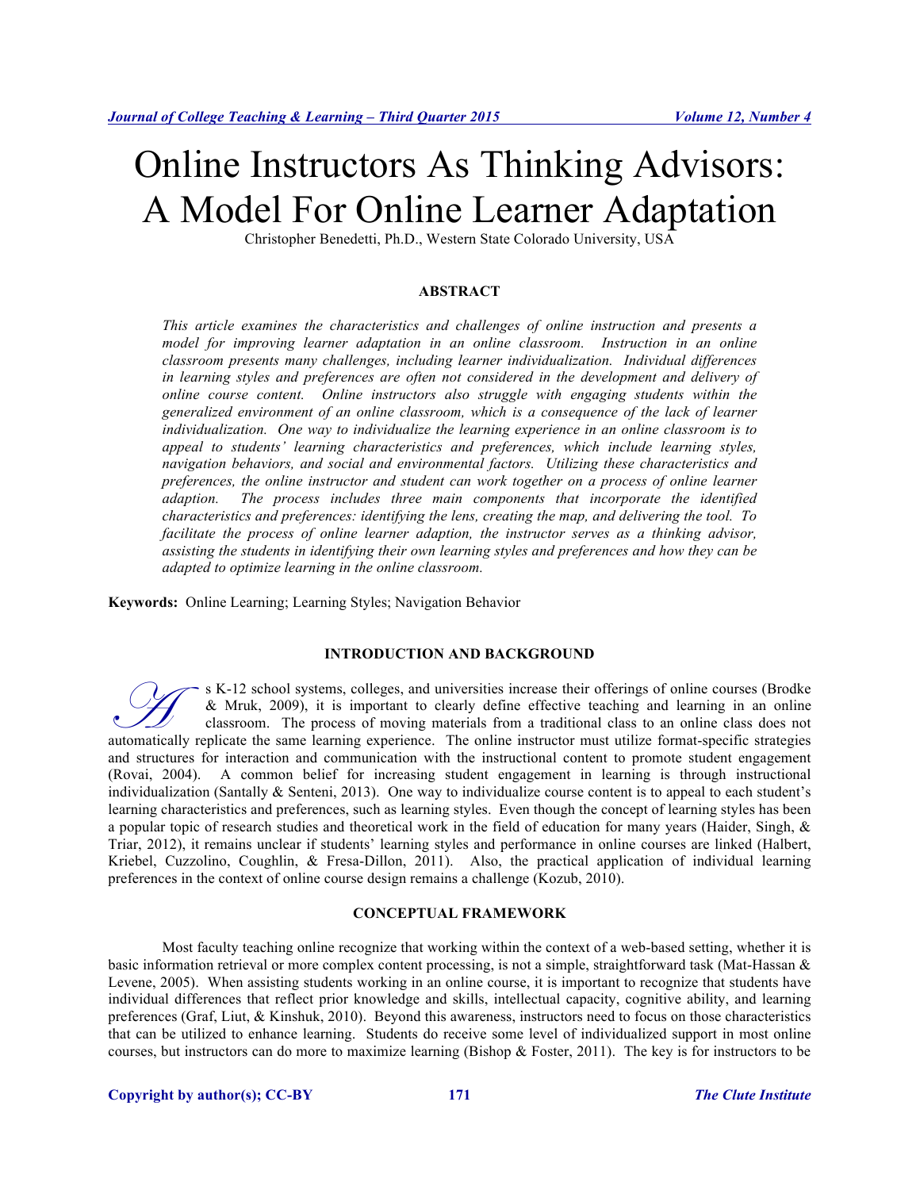# Online Instructors As Thinking Advisors: A Model For Online Learner Adaptation

Christopher Benedetti, Ph.D., Western State Colorado University, USA

## ABSTRACT

*This article examines the characteristics and challenges of online instruction and presents a model for improving learner adaptation in an online classroom. Instruction in an online classroom presents many challenges, including learner individualization. Individual differences in learning styles and preferences are often not considered in the development and delivery of online course content. Online instructors also struggle with engaging students within the generalized environment of an online classroom, which is a consequence of the lack of learner individualization. One way to individualize the learning experience in an online classroom is to appeal to students' learning characteristics and preferences, which include learning styles, navigation behaviors, and social and environmental factors. Utilizing these characteristics and preferences, the online instructor and student can work together on a process of online learner adaption. The process includes three main components that incorporate the identified characteristics and preferences: identifying the lens, creating the map, and delivering the tool. To facilitate the process of online learner adaption, the instructor serves as a thinking advisor, assisting the students in identifying their own learning styles and preferences and how they can be adapted to optimize learning in the online classroom.*

**Keywords:** Online Learning; Learning Styles; Navigation Behavior

## INTRODUCTION AND BACKGROUND

As K-12 school systems, colleges, and universities increase their offerings of online courses (Brodke & Mruk, 2009), it is important to clearly define effective teaching and learning in an online classroom. The process of moving materials from a traditional class to an online class does not automatically replicate the same learning experience. The online instructor must utilize format-specific strategies and structures for interaction and communication with the instructional content to promote student engagement (Rovai, 2004). A common belief for increasing student engagement in learning is through instructional individualization (Santally & Senteni, 2013). One way to individualize course content is to appeal to each student's learning characteristics and preferences, such as learning styles. Even though the concept of learning styles has been a popular topic of research studies and theoretical work in the field of education for many years (Haider, Singh, & Triar, 2012), it remains unclear if students' learning styles and performance in online courses are linked (Halbert, Kriebel, Cuzzolino, Coughlin, & Fresa-Dillon, 2011). Also, the practical application of individual learning preferences in the context of online course design remains a challenge (Kozub, 2010).

## CONCEPTUAL FRAMEWORK

Most faculty teaching online recognize that working within the context of a web-based setting, whether it is basic information retrieval or more complex content processing, is not a simple, straightforward task (Mat-Hassan & Levene, 2005). When assisting students working in an online course, it is important to recognize that students have individual differences that reflect prior knowledge and skills, intellectual capacity, cognitive ability, and learning preferences (Graf, Liut, & Kinshuk, 2010). Beyond this awareness, instructors need to focus on those characteristics that can be utilized to enhance learning. Students do receive some level of individualized support in most online courses, but instructors can do more to maximize learning (Bishop & Foster, 2011). The key is for instructors to be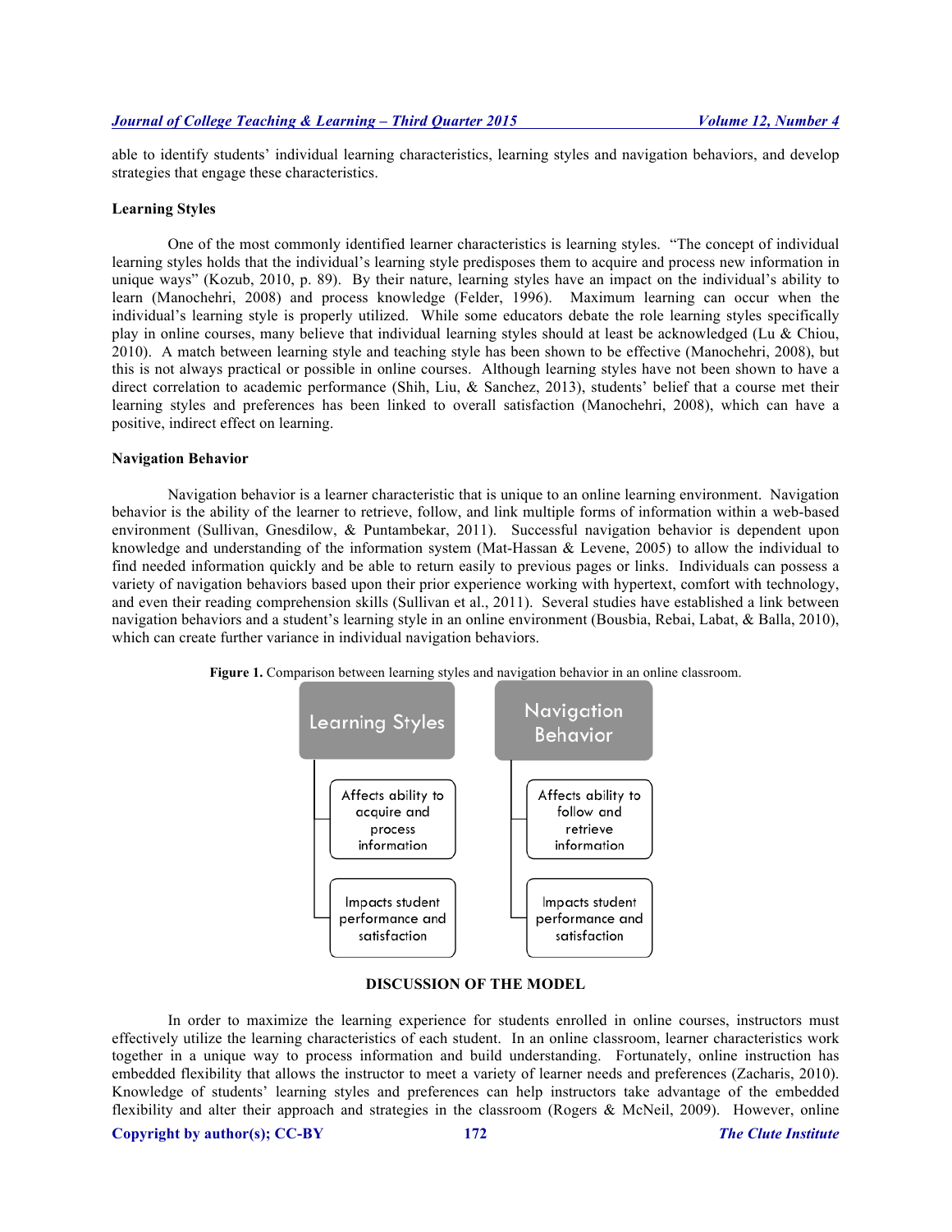able to identify students' individual learning characteristics, learning styles and navigation behaviors, and develop strategies that engage these characteristics.

### Learning Styles

One of the most commonly identified learner characteristics is learning styles. "The concept of individual learning styles holds that the individual's learning style predisposes them to acquire and process new information in unique ways" (Kozub, 2010, p. 89). By their nature, learning styles have an impact on the individual's ability to learn (Manochehri, 2008) and process knowledge (Felder, 1996). Maximum learning can occur when the individual's learning style is properly utilized. While some educators debate the role learning styles specifically play in online courses, many believe that individual learning styles should at least be acknowledged (Lu & Chiou, 2010). A match between learning style and teaching style has been shown to be effective (Manochehri, 2008), but this is not always practical or possible in online courses. Although learning styles have not been shown to have a direct correlation to academic performance (Shih, Liu, & Sanchez, 2013), students' belief that a course met their learning styles and preferences has been linked to overall satisfaction (Manochehri, 2008), which can have a positive, indirect effect on learning.

### Navigation Behavior

Navigation behavior is a learner characteristic that is unique to an online learning environment. Navigation behavior is the ability of the learner to retrieve, follow, and link multiple forms of information within a web-based environment (Sullivan, Gnesdilow, & Puntambekar, 2011). Successful navigation behavior is dependent upon knowledge and understanding of the information system (Mat-Hassan & Levene, 2005) to allow the individual to find needed information quickly and be able to return easily to previous pages or links. Individuals can possess a variety of navigation behaviors based upon their prior experience working with hypertext, comfort with technology, and even their reading comprehension skills (Sullivan et al., 2011). Several studies have established a link between navigation behaviors and a student's learning style in an online environment (Bousbia, Rebai, Labat, & Balla, 2010), which can create further variance in individual navigation behaviors.

**Figure 1.** Comparison between learning styles and navigation behavior in an online classroom.

| Learning Styles | Navigation Behavior |
| --- | --- |
| Affects ability to acquire and process information | Affects ability to follow and retrieve information |
| Impacts student performance and satisfaction | Impacts student performance and satisfaction |

## DISCUSSION OF THE MODEL

In order to maximize the learning experience for students enrolled in online courses, instructors must effectively utilize the learning characteristics of each student. In an online classroom, learner characteristics work together in a unique way to process information and build understanding. Fortunately, online instruction has embedded flexibility that allows the instructor to meet a variety of learner needs and preferences (Zacharis, 2010). Knowledge of students' learning styles and preferences can help instructors take advantage of the embedded flexibility and alter their approach and strategies in the classroom (Rogers & McNeil, 2009). However, online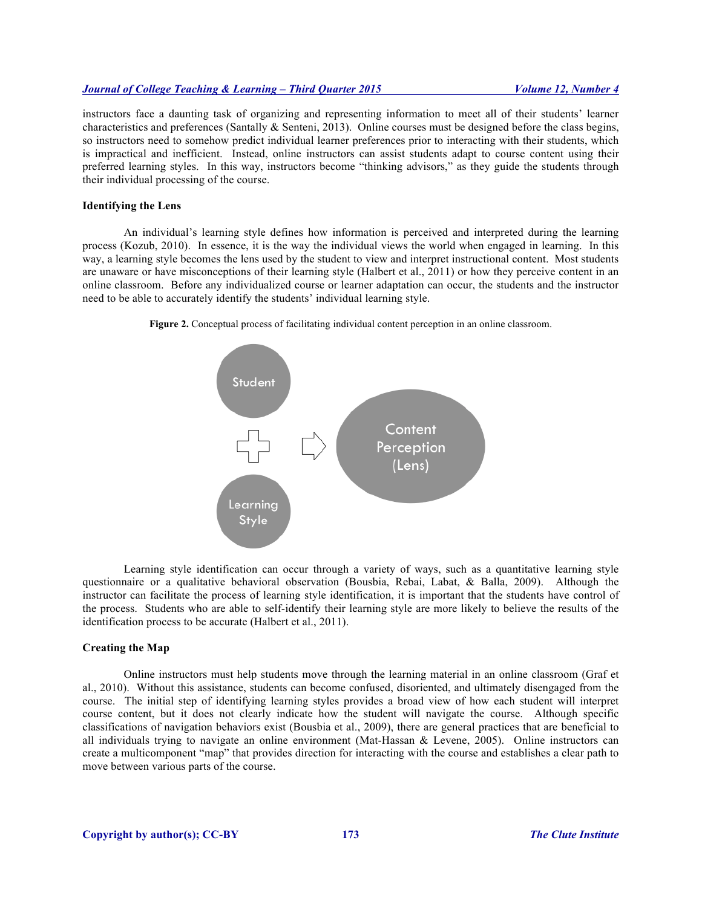instructors face a daunting task of organizing and representing information to meet all of their students' learner characteristics and preferences (Santally & Senteni, 2013). Online courses must be designed before the class begins, so instructors need to somehow predict individual learner preferences prior to interacting with their students, which is impractical and inefficient. Instead, online instructors can assist students adapt to course content using their preferred learning styles. In this way, instructors become "thinking advisors," as they guide the students through their individual processing of the course.

### Identifying the Lens

An individual's learning style defines how information is perceived and interpreted during the learning process (Kozub, 2010). In essence, it is the way the individual views the world when engaged in learning. In this way, a learning style becomes the lens used by the student to view and interpret instructional content. Most students are unaware or have misconceptions of their learning style (Halbert et al., 2011) or how they perceive content in an online classroom. Before any individualized course or learner adaptation can occur, the students and the instructor need to be able to accurately identify the students' individual learning style.

**Figure 2.** Conceptual process of facilitating individual content perception in an online classroom.

Student + Learning Style ⇒ Content Perception (Lens)

Learning style identification can occur through a variety of ways, such as a quantitative learning style questionnaire or a qualitative behavioral observation (Bousbia, Rebai, Labat, & Balla, 2009). Although the instructor can facilitate the process of learning style identification, it is important that the students have control of the process. Students who are able to self-identify their learning style are more likely to believe the results of the identification process to be accurate (Halbert et al., 2011).

### Creating the Map

Online instructors must help students move through the learning material in an online classroom (Graf et al., 2010). Without this assistance, students can become confused, disoriented, and ultimately disengaged from the course. The initial step of identifying learning styles provides a broad view of how each student will interpret course content, but it does not clearly indicate how the student will navigate the course. Although specific classifications of navigation behaviors exist (Bousbia et al., 2009), there are general practices that are beneficial to all individuals trying to navigate an online environment (Mat-Hassan & Levene, 2005). Online instructors can create a multicomponent "map" that provides direction for interacting with the course and establishes a clear path to move between various parts of the course.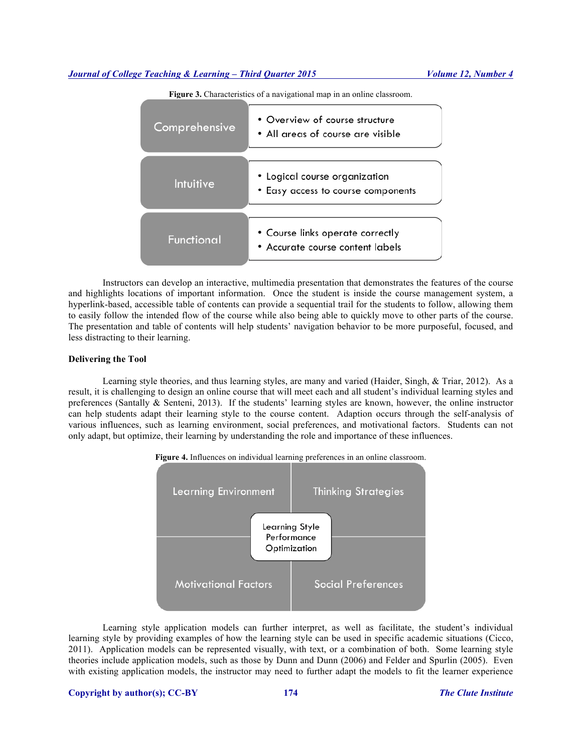**Figure 3.** Characteristics of a navigational map in an online classroom.

| Characteristic | Description |
| --- | --- |
| Comprehensive | • Overview of course structure<br>• All areas of course are visible |
| Intuitive | • Logical course organization<br>• Easy access to course components |
| Functional | • Course links operate correctly<br>• Accurate course content labels |

Instructors can develop an interactive, multimedia presentation that demonstrates the features of the course and highlights locations of important information. Once the student is inside the course management system, a hyperlink-based, accessible table of contents can provide a sequential trail for the students to follow, allowing them to easily follow the intended flow of the course while also being able to quickly move to other parts of the course. The presentation and table of contents will help students' navigation behavior to be more purposeful, focused, and less distracting to their learning.

**Delivering the Tool**

Learning style theories, and thus learning styles, are many and varied (Haider, Singh, & Triar, 2012). As a result, it is challenging to design an online course that will meet each and all student's individual learning styles and preferences (Santally & Senteni, 2013). If the students' learning styles are known, however, the online instructor can help students adapt their learning style to the course content. Adaption occurs through the self-analysis of various influences, such as learning environment, social preferences, and motivational factors. Students can not only adapt, but optimize, their learning by understanding the role and importance of these influences.

**Figure 4.** Influences on individual learning preferences in an online classroom.

| | |
| --- | --- |
| Learning Environment | Thinking Strategies |
| Motivational Factors | Social Preferences |

Center: Learning Style Performance Optimization

Learning style application models can further interpret, as well as facilitate, the student's individual learning style by providing examples of how the learning style can be used in specific academic situations (Cicco, 2011). Application models can be represented visually, with text, or a combination of both. Some learning style theories include application models, such as those by Dunn and Dunn (2006) and Felder and Spurlin (2005). Even with existing application models, the instructor may need to further adapt the models to fit the learner experience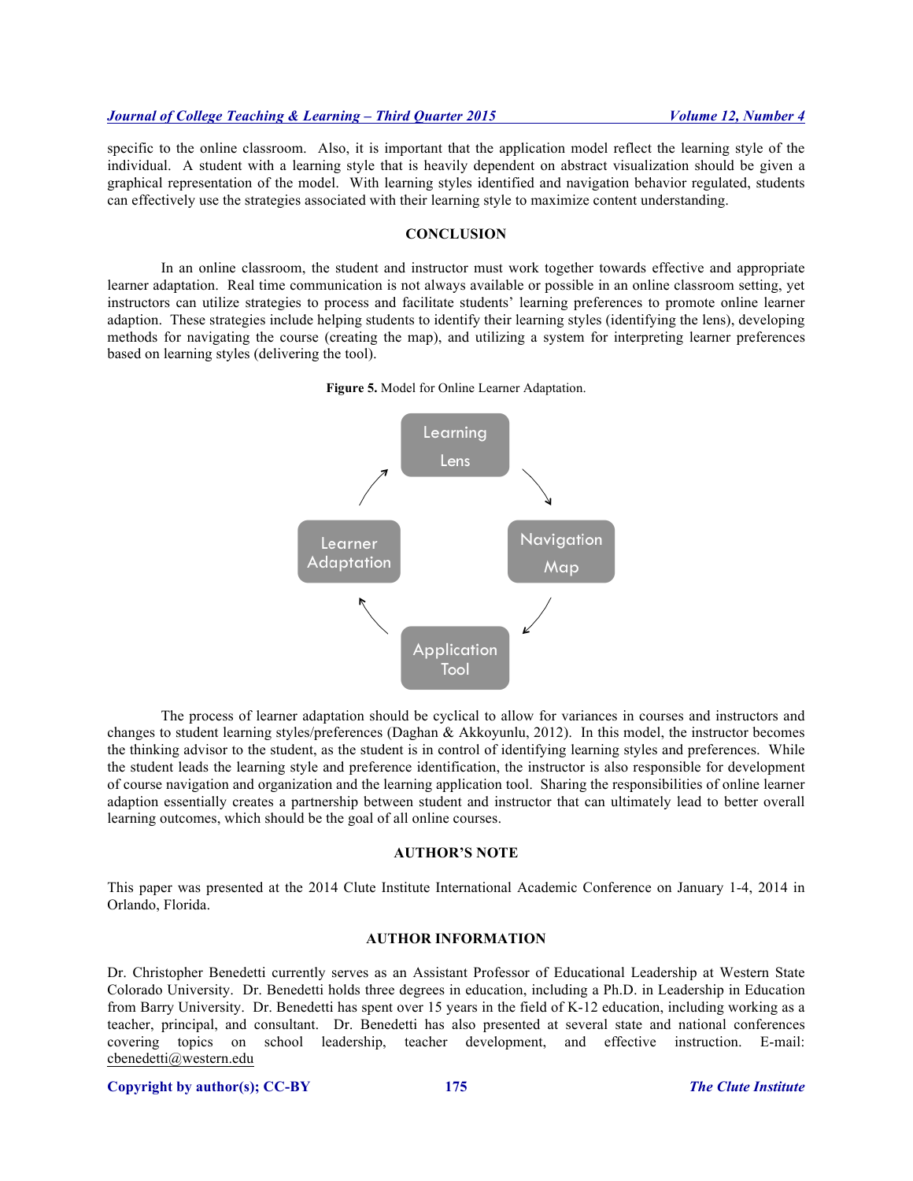specific to the online classroom. Also, it is important that the application model reflect the learning style of the individual. A student with a learning style that is heavily dependent on abstract visualization should be given a graphical representation of the model. With learning styles identified and navigation behavior regulated, students can effectively use the strategies associated with their learning style to maximize content understanding.

## CONCLUSION

In an online classroom, the student and instructor must work together towards effective and appropriate learner adaptation. Real time communication is not always available or possible in an online classroom setting, yet instructors can utilize strategies to process and facilitate students' learning preferences to promote online learner adaption. These strategies include helping students to identify their learning styles (identifying the lens), developing methods for navigating the course (creating the map), and utilizing a system for interpreting learner preferences based on learning styles (delivering the tool).

**Figure 5.** Model for Online Learner Adaptation.

Learning Lens → Navigation Map → Application Tool → Learner Adaptation → Learning Lens

The process of learner adaptation should be cyclical to allow for variances in courses and instructors and changes to student learning styles/preferences (Daghan & Akkoyunlu, 2012). In this model, the instructor becomes the thinking advisor to the student, as the student is in control of identifying learning styles and preferences. While the student leads the learning style and preference identification, the instructor is also responsible for development of course navigation and organization and the learning application tool. Sharing the responsibilities of online learner adaption essentially creates a partnership between student and instructor that can ultimately lead to better overall learning outcomes, which should be the goal of all online courses.

## AUTHOR'S NOTE

This paper was presented at the 2014 Clute Institute International Academic Conference on January 1-4, 2014 in Orlando, Florida.

## AUTHOR INFORMATION

Dr. Christopher Benedetti currently serves as an Assistant Professor of Educational Leadership at Western State Colorado University. Dr. Benedetti holds three degrees in education, including a Ph.D. in Leadership in Education from Barry University. Dr. Benedetti has spent over 15 years in the field of K-12 education, including working as a teacher, principal, and consultant. Dr. Benedetti has also presented at several state and national conferences covering topics on school leadership, teacher development, and effective instruction. E-mail: cbenedetti@western.edu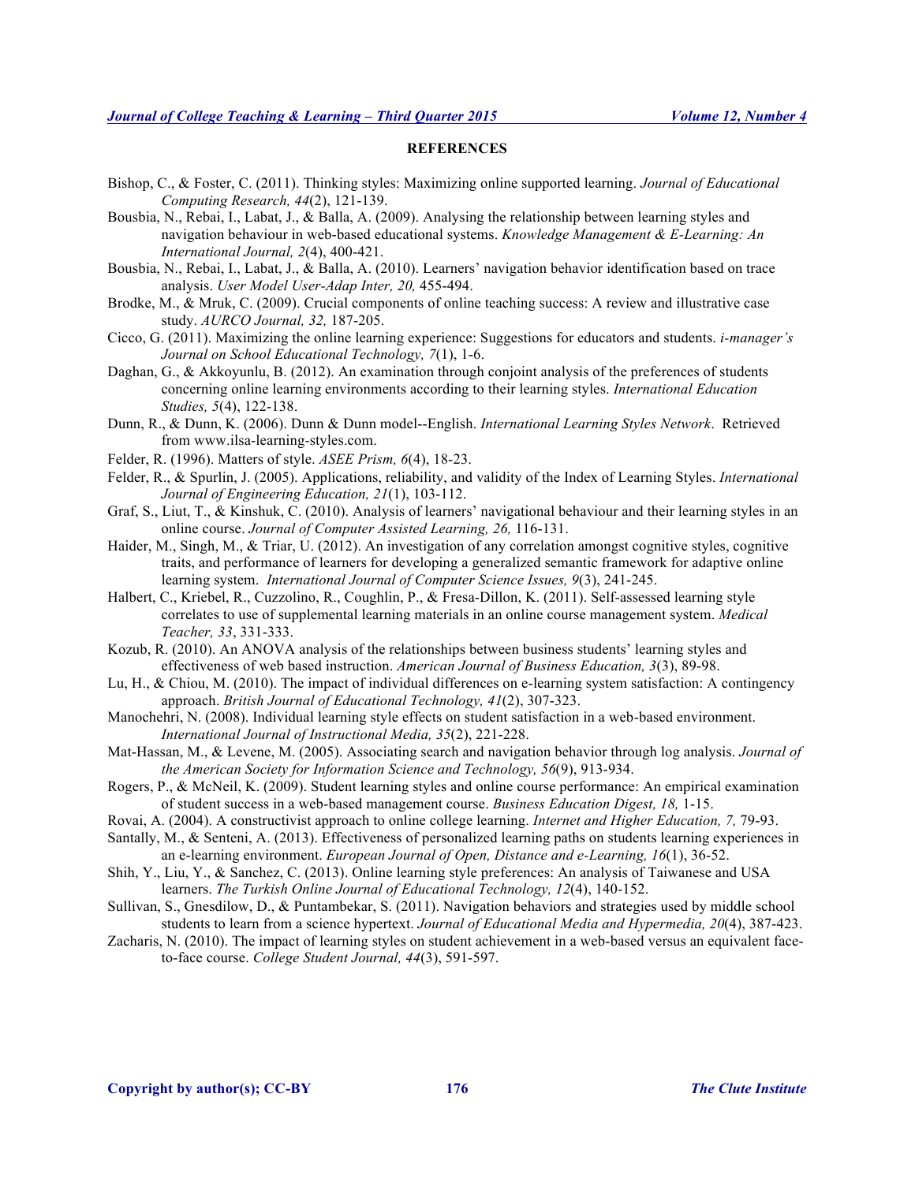## REFERENCES

Bishop, C., & Foster, C. (2011). Thinking styles: Maximizing online supported learning. *Journal of Educational Computing Research, 44*(2), 121-139.

Bousbia, N., Rebai, I., Labat, J., & Balla, A. (2009). Analysing the relationship between learning styles and navigation behaviour in web-based educational systems. *Knowledge Management & E-Learning: An International Journal, 2*(4), 400-421.

Bousbia, N., Rebai, I., Labat, J., & Balla, A. (2010). Learners' navigation behavior identification based on trace analysis. *User Model User-Adap Inter, 20,* 455-494.

Brodke, M., & Mruk, C. (2009). Crucial components of online teaching success: A review and illustrative case study. *AURCO Journal, 32,* 187-205.

Cicco, G. (2011). Maximizing the online learning experience: Suggestions for educators and students. *i-manager's Journal on School Educational Technology, 7*(1), 1-6.

Daghan, G., & Akkoyunlu, B. (2012). An examination through conjoint analysis of the preferences of students concerning online learning environments according to their learning styles. *International Education Studies, 5*(4), 122-138.

Dunn, R., & Dunn, K. (2006). Dunn & Dunn model--English. *International Learning Styles Network*. Retrieved from www.ilsa-learning-styles.com.

Felder, R. (1996). Matters of style. *ASEE Prism, 6*(4), 18-23.

Felder, R., & Spurlin, J. (2005). Applications, reliability, and validity of the Index of Learning Styles. *International Journal of Engineering Education, 21*(1), 103-112.

Graf, S., Liut, T., & Kinshuk, C. (2010). Analysis of learners' navigational behaviour and their learning styles in an online course. *Journal of Computer Assisted Learning, 26,* 116-131.

Haider, M., Singh, M., & Triar, U. (2012). An investigation of any correlation amongst cognitive styles, cognitive traits, and performance of learners for developing a generalized semantic framework for adaptive online learning system. *International Journal of Computer Science Issues, 9*(3), 241-245.

Halbert, C., Kriebel, R., Cuzzolino, R., Coughlin, P., & Fresa-Dillon, K. (2011). Self-assessed learning style correlates to use of supplemental learning materials in an online course management system. *Medical Teacher, 33*, 331-333.

Kozub, R. (2010). An ANOVA analysis of the relationships between business students' learning styles and effectiveness of web based instruction. *American Journal of Business Education, 3*(3), 89-98.

Lu, H., & Chiou, M. (2010). The impact of individual differences on e-learning system satisfaction: A contingency approach. *British Journal of Educational Technology, 41*(2), 307-323.

Manochehri, N. (2008). Individual learning style effects on student satisfaction in a web-based environment. *International Journal of Instructional Media, 35*(2), 221-228.

Mat-Hassan, M., & Levene, M. (2005). Associating search and navigation behavior through log analysis. *Journal of the American Society for Information Science and Technology, 56*(9), 913-934.

Rogers, P., & McNeil, K. (2009). Student learning styles and online course performance: An empirical examination of student success in a web-based management course. *Business Education Digest, 18,* 1-15.

Rovai, A. (2004). A constructivist approach to online college learning. *Internet and Higher Education, 7,* 79-93.

Santally, M., & Senteni, A. (2013). Effectiveness of personalized learning paths on students learning experiences in an e-learning environment. *European Journal of Open, Distance and e-Learning, 16*(1), 36-52.

Shih, Y., Liu, Y., & Sanchez, C. (2013). Online learning style preferences: An analysis of Taiwanese and USA learners. *The Turkish Online Journal of Educational Technology, 12*(4), 140-152.

Sullivan, S., Gnesdilow, D., & Puntambekar, S. (2011). Navigation behaviors and strategies used by middle school students to learn from a science hypertext. *Journal of Educational Media and Hypermedia, 20*(4), 387-423.

Zacharis, N. (2010). The impact of learning styles on student achievement in a web-based versus an equivalent face-to-face course. *College Student Journal, 44*(3), 591-597.